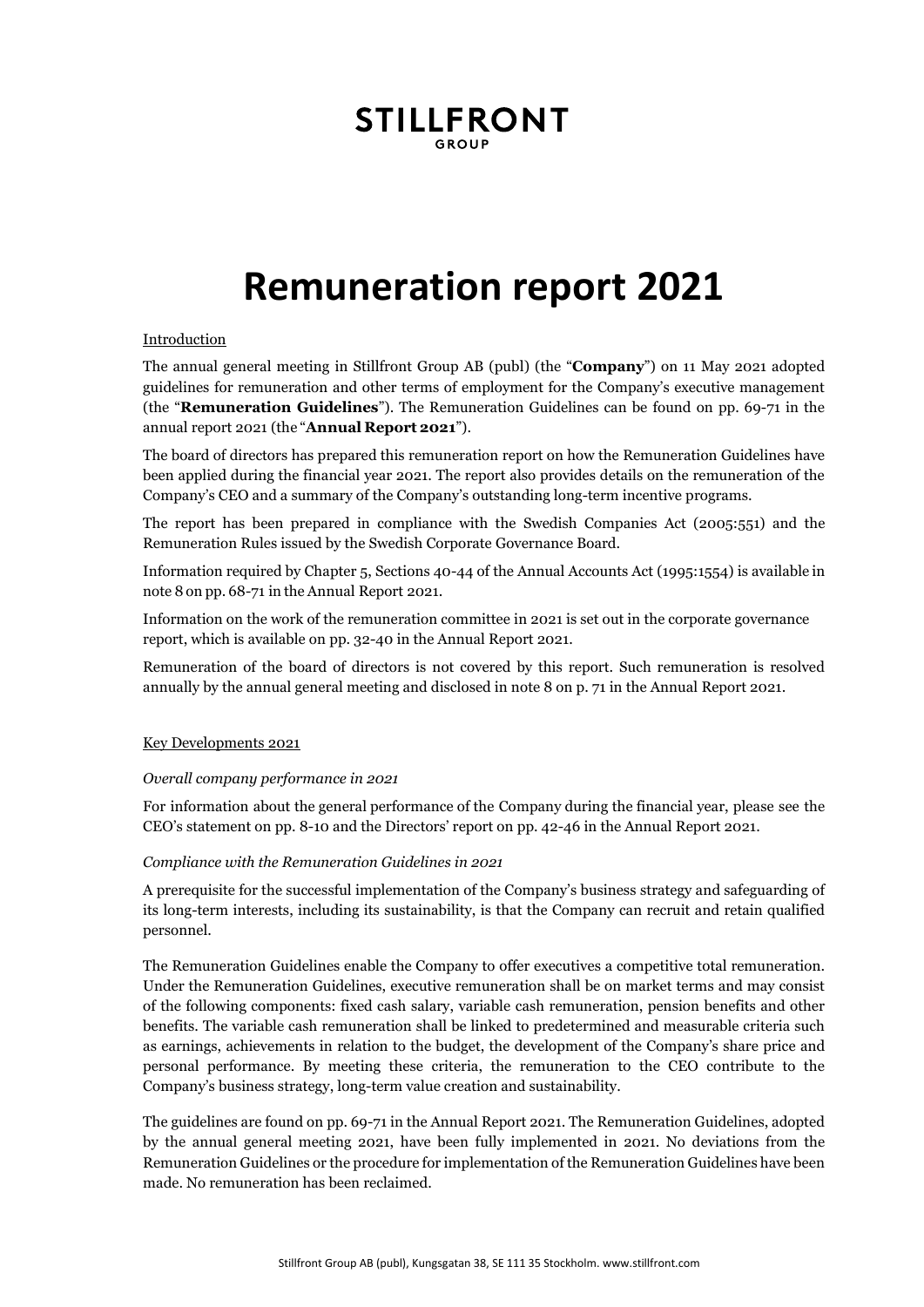**STILLFRONT**
GROUP

# Remuneration report 2021

## Introduction

The annual general meeting in Stillfront Group AB (publ) (the "**Company**") on 11 May 2021 adopted guidelines for remuneration and other terms of employment for the Company's executive management (the "**Remuneration Guidelines**"). The Remuneration Guidelines can be found on pp. 69-71 in the annual report 2021 (the "**Annual Report 2021**").

The board of directors has prepared this remuneration report on how the Remuneration Guidelines have been applied during the financial year 2021. The report also provides details on the remuneration of the Company's CEO and a summary of the Company's outstanding long-term incentive programs.

The report has been prepared in compliance with the Swedish Companies Act (2005:551) and the Remuneration Rules issued by the Swedish Corporate Governance Board.

Information required by Chapter 5, Sections 40-44 of the Annual Accounts Act (1995:1554) is available in note 8 on pp. 68-71 in the Annual Report 2021.

Information on the work of the remuneration committee in 2021 is set out in the corporate governance report, which is available on pp. 32-40 in the Annual Report 2021.

Remuneration of the board of directors is not covered by this report. Such remuneration is resolved annually by the annual general meeting and disclosed in note 8 on p. 71 in the Annual Report 2021.

## Key Developments 2021

### *Overall company performance in 2021*

For information about the general performance of the Company during the financial year, please see the CEO's statement on pp. 8-10 and the Directors' report on pp. 42-46 in the Annual Report 2021.

### *Compliance with the Remuneration Guidelines in 2021*

A prerequisite for the successful implementation of the Company's business strategy and safeguarding of its long-term interests, including its sustainability, is that the Company can recruit and retain qualified personnel.

The Remuneration Guidelines enable the Company to offer executives a competitive total remuneration. Under the Remuneration Guidelines, executive remuneration shall be on market terms and may consist of the following components: fixed cash salary, variable cash remuneration, pension benefits and other benefits. The variable cash remuneration shall be linked to predetermined and measurable criteria such as earnings, achievements in relation to the budget, the development of the Company's share price and personal performance. By meeting these criteria, the remuneration to the CEO contribute to the Company's business strategy, long-term value creation and sustainability.

The guidelines are found on pp. 69-71 in the Annual Report 2021. The Remuneration Guidelines, adopted by the annual general meeting 2021, have been fully implemented in 2021. No deviations from the Remuneration Guidelines or the procedure for implementation of the Remuneration Guidelines have been made. No remuneration has been reclaimed.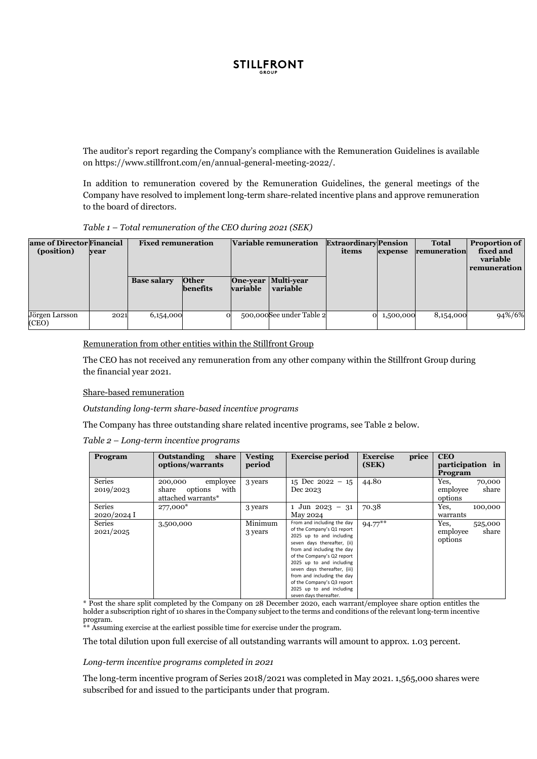The auditor's report regarding the Company's compliance with the Remuneration Guidelines is available on https://www.stillfront.com/en/annual-general-meeting-2022/.

In addition to remuneration covered by the Remuneration Guidelines, the general meetings of the Company have resolved to implement long-term share-related incentive plans and approve remuneration to the board of directors.

*Table 1 – Total remuneration of the CEO during 2021 (SEK)*

| ame of Director (position) | Financial year | Fixed remuneration | | Variable remuneration | | Extraordinary items | Pension expense | Total remuneration | Proportion of fixed and variable remuneration |
|---|---|---|---|---|---|---|---|---|---|
| | | Base salary | Other benefits | One-year variable | Multi-year variable | | | | |
| Jörgen Larsson (CEO) | 2021 | 6,154,000 | 0 | 500,000 | See under Table 2 | 0 | 1,500,000 | 8,154,000 | 94%/6% |

Remuneration from other entities within the Stillfront Group

The CEO has not received any remuneration from any other company within the Stillfront Group during the financial year 2021.

Share-based remuneration

*Outstanding long-term share-based incentive programs*

The Company has three outstanding share related incentive programs, see Table 2 below.

*Table 2 – Long-term incentive programs*

| Program | Outstanding share options/warrants | Vesting period | Exercise period | Exercise price (SEK) | CEO participation in Program |
|---|---|---|---|---|---|
| Series 2019/2023 | 200,000 employee share options with attached warrants* | 3 years | 15 Dec 2022 – 15 Dec 2023 | 44.80 | Yes, 70,000 employee share options |
| Series 2020/2024 I | 277,000* | 3 years | 1 Jun 2023 – 31 May 2024 | 70.38 | Yes, 100,000 warrants |
| Series 2021/2025 | 3,500,000 | Minimum 3 years | From and including the day of the Company's Q1 report 2025 up to and including seven days thereafter, (ii) from and including the day of the Company's Q2 report 2025 up to and including seven days thereafter, (iii) from and including the day of the Company's Q3 report 2025 up to and including seven days thereafter. | 94.77** | Yes, 525,000 employee share options |

\* Post the share split completed by the Company on 28 December 2020, each warrant/employee share option entitles the holder a subscription right of 10 shares in the Company subject to the terms and conditions of the relevant long-term incentive program.
\*\* Assuming exercise at the earliest possible time for exercise under the program.

The total dilution upon full exercise of all outstanding warrants will amount to approx. 1.03 percent.

*Long-term incentive programs completed in 2021*

The long-term incentive program of Series 2018/2021 was completed in May 2021. 1,565,000 shares were subscribed for and issued to the participants under that program.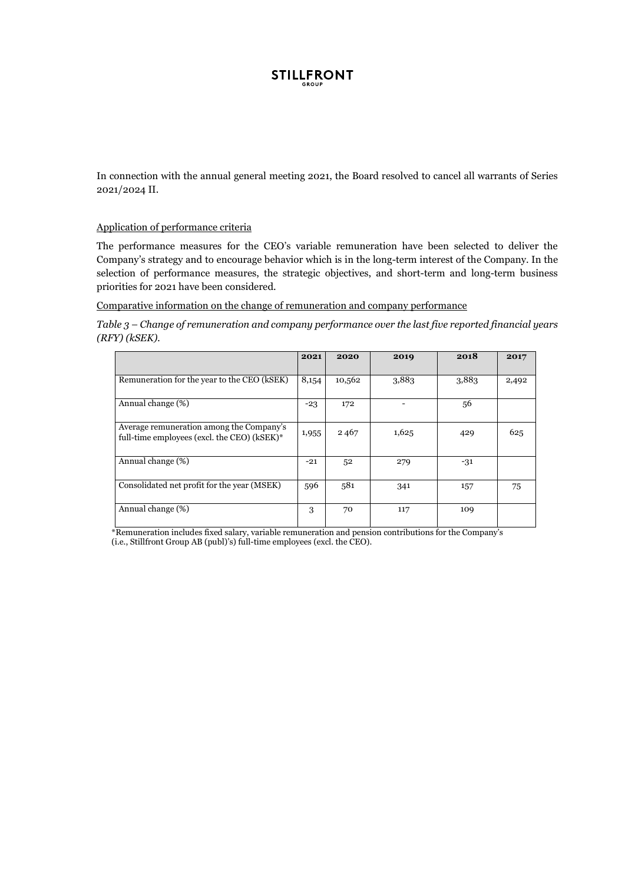In connection with the annual general meeting 2021, the Board resolved to cancel all warrants of Series 2021/2024 II.

Application of performance criteria

The performance measures for the CEO's variable remuneration have been selected to deliver the Company's strategy and to encourage behavior which is in the long-term interest of the Company. In the selection of performance measures, the strategic objectives, and short-term and long-term business priorities for 2021 have been considered.

Comparative information on the change of remuneration and company performance

*Table 3 – Change of remuneration and company performance over the last five reported financial years (RFY) (kSEK).*

| | **2021** | **2020** | **2019** | **2018** | **2017** |
|---|---|---|---|---|---|
| Remuneration for the year to the CEO (kSEK) | 8,154 | 10,562 | 3,883 | 3,883 | 2,492 |
| Annual change (%) | -23 | 172 | - | 56 | |
| Average remuneration among the Company's full-time employees (excl. the CEO) (kSEK)* | 1,955 | 2 467 | 1,625 | 429 | 625 |
| Annual change (%) | -21 | 52 | 279 | -31 | |
| Consolidated net profit for the year (MSEK) | 596 | 581 | 341 | 157 | 75 |
| Annual change (%) | 3 | 70 | 117 | 109 | |

*Remuneration includes fixed salary, variable remuneration and pension contributions for the Company's (i.e., Stillfront Group AB (publ)'s) full-time employees (excl. the CEO).